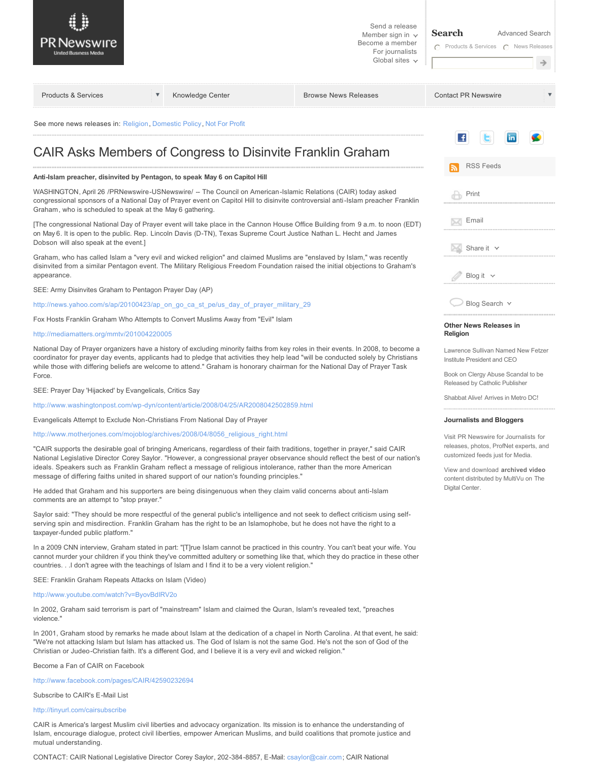See more news releases in: Religion, Domestic Policy, Not For Profit

# CAIR Asks Members of Congress to Disinvite Franklin Graham

**Anti-Islam preacher, disinvited by Pentagon, to speak May 6 on Capitol Hill**

WASHINGTON, April 26 /PRNewswire-USNewswire/ -- The Council on American-Islamic Relations (CAIR) today asked congressional sponsors of a National Day of Prayer event on Capitol Hill to disinvite controversial anti-Islam preacher Franklin Graham, who is scheduled to speak at the May 6 gathering.

[The congressional National Day of Prayer event will take place in the Cannon House Office Building from 9 a.m. to noon (EDT) on May 6. It is open to the public. Rep. Lincoln Davis (D-TN), Texas Supreme Court Justice Nathan L. Hecht and James Dobson will also speak at the event.]

Graham, who has called Islam a "very evil and wicked religion" and claimed Muslims are "enslaved by Islam," was recently disinvited from a similar Pentagon event. The Military Religious Freedom Foundation raised the initial objections to Graham's appearance.

SEE: Army Disinvites Graham to Pentagon Prayer Day (AP)

http://news.yahoo.com/s/ap/20100423/ap_on_go_ca_st_pe/us_day_of_prayer_military_29

Fox Hosts Franklin Graham Who Attempts to Convert Muslims Away from "Evil" Islam

http://mediamatters.org/mmtv/201004220005

National Day of Prayer organizers have a history of excluding minority faiths from key roles in their events. In 2008, to become a coordinator for prayer day events, applicants had to pledge that activities they help lead "will be conducted solely by Christians while those with differing beliefs are welcome to attend." Graham is honorary chairman for the National Day of Prayer Task Force.

SEE: Prayer Day 'Hijacked' by Evangelicals, Critics Say

http://www.washingtonpost.com/wp-dyn/content/article/2008/04/25/AR2008042502859.html

Evangelicals Attempt to Exclude Non-Christians From National Day of Prayer

http://www.motherjones.com/mojoblog/archives/2008/04/8056_religious_right.html

"CAIR supports the desirable goal of bringing Americans, regardless of their faith traditions, together in prayer," said CAIR National Legislative Director Corey Saylor. "However, a congressional prayer observance should reflect the best of our nation's ideals. Speakers such as Franklin Graham reflect a message of religious intolerance, rather than the more American message of differing faiths united in shared support of our nation's founding principles."

He added that Graham and his supporters are being disingenuous when they claim valid concerns about anti-Islam comments are an attempt to "stop prayer."

Saylor said: "They should be more respectful of the general public's intelligence and not seek to deflect criticism using self-serving spin and misdirection. Franklin Graham has the right to be an Islamophobe, but he does not have the right to a taxpayer-funded public platform."

In a 2009 CNN interview, Graham stated in part: "[T]rue Islam cannot be practiced in this country. You can't beat your wife. You cannot murder your children if you think they've committed adultery or something like that, which they do practice in these other countries. . .I don't agree with the teachings of Islam and I find it to be a very violent religion."

SEE: Franklin Graham Repeats Attacks on Islam (Video)

http://www.youtube.com/watch?v=ByovBdIRV2o

In 2002, Graham said terrorism is part of "mainstream" Islam and claimed the Quran, Islam's revealed text, "preaches violence."

In 2001, Graham stood by remarks he made about Islam at the dedication of a chapel in North Carolina. At that event, he said: "We're not attacking Islam but Islam has attacked us. The God of Islam is not the same God. He's not the son of God of the Christian or Judeo-Christian faith. It's a different God, and I believe it is a very evil and wicked religion."

Become a Fan of CAIR on Facebook

http://www.facebook.com/pages/CAIR/42590232694

Subscribe to CAIR's E-Mail List

http://tinyurl.com/cairsubscribe

CAIR is America's largest Muslim civil liberties and advocacy organization. Its mission is to enhance the understanding of Islam, encourage dialogue, protect civil liberties, empower American Muslims, and build coalitions that promote justice and mutual understanding.

CONTACT: CAIR National Legislative Director Corey Saylor, 202-384-8857, E-Mail: csaylor@cair.com; CAIR National

**Other News Releases in Religion**

Lawrence Sullivan Named New Fetzer Institute President and CEO

Book on Clergy Abuse Scandal to be Released by Catholic Publisher

Shabbat Alive! Arrives in Metro DC!

**Journalists and Bloggers**

Visit PR Newswire for Journalists for releases, photos, ProfNet experts, and customized feeds just for Media.

View and download **archived video** content distributed by MultiVu on The Digital Center.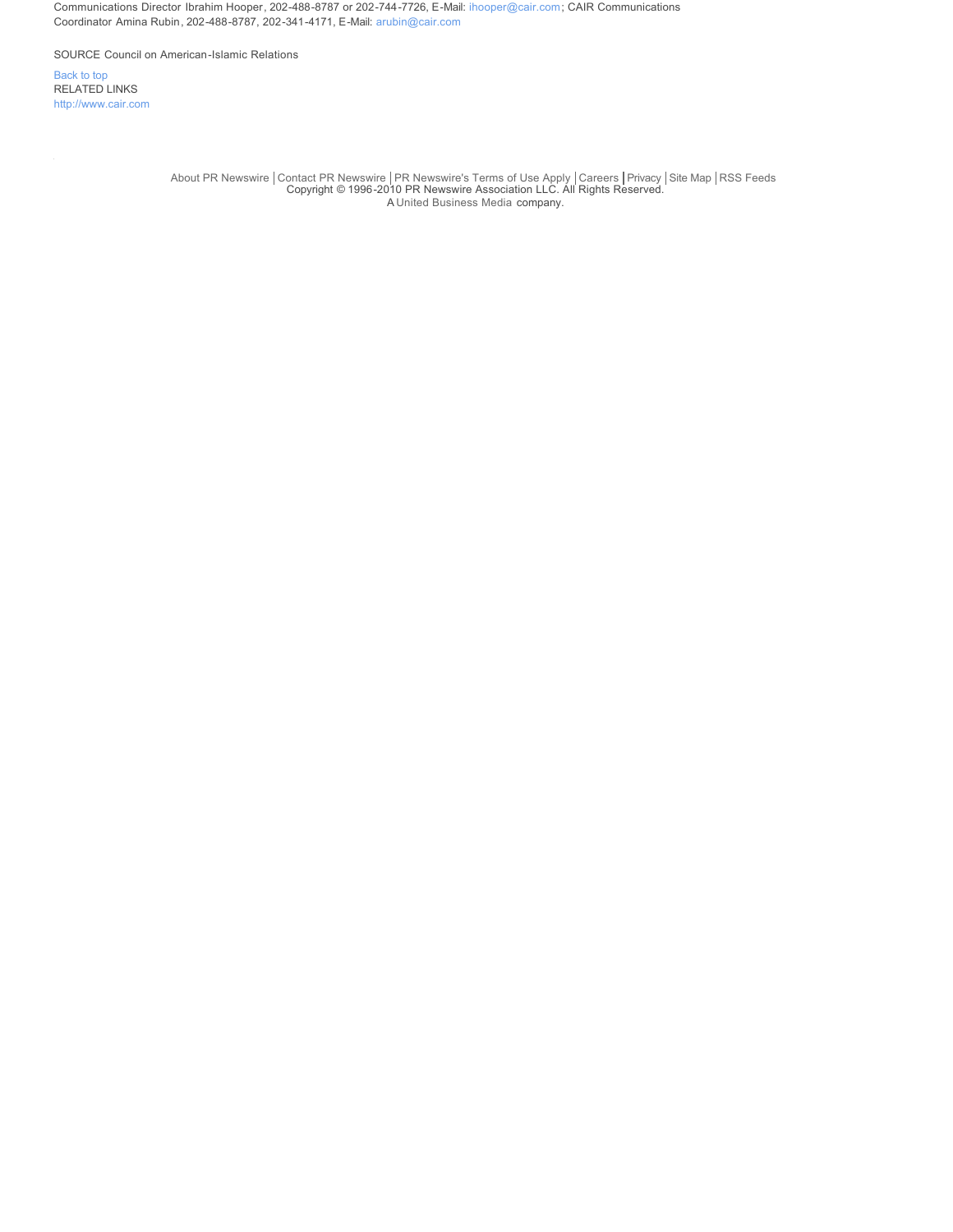Communications Director Ibrahim Hooper, 202-488-8787 or 202-744-7726, E-Mail: ihooper@cair.com; CAIR Communications Coordinator Amina Rubin, 202-488-8787, 202-341-4171, E-Mail: arubin@cair.com

SOURCE Council on American-Islamic Relations

Back to top

RELATED LINKS

http://www.cair.com

About PR Newswire | Contact PR Newswire | PR Newswire's Terms of Use Apply | Careers | Privacy | Site Map | RSS Feeds

Copyright © 1996-2010 PR Newswire Association LLC. All Rights Reserved.

A United Business Media company.